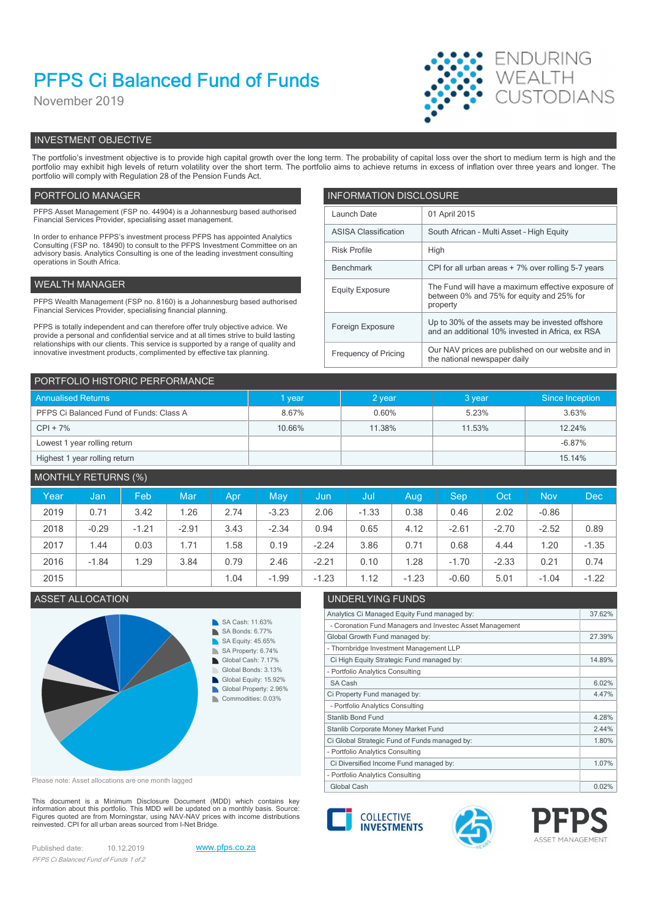# PFPS Ci Balanced Fund of Funds

November 2019

ENDURING WEALTH CUSTODIANS

## INVESTMENT OBJECTIVE

The portfolio's investment objective is to provide high capital growth over the long term. The probability of capital loss over the short to medium term is high and the portfolio may exhibit high levels of return volatility over the short term. The portfolio aims to achieve returns in excess of inflation over three years and longer. The portfolio will comply with Regulation 28 of the Pension Funds Act.

## PORTFOLIO MANAGER

PFPS Asset Management (FSP no. 44904) is a Johannesburg based authorised Financial Services Provider, specialising asset management.

In order to enhance PFPS's investment process PFPS has appointed Analytics Consulting (FSP no. 18490) to consult to the PFPS Investment Committee on an advisory basis. Analytics Consulting is one of the leading investment consulting operations in South Africa.

## WEALTH MANAGER

PFPS Wealth Management (FSP no. 8160) is a Johannesburg based authorised Financial Services Provider, specialising financial planning.

PFPS is totally independent and can therefore offer truly objective advice. We provide a personal and confidential service and at all times strive to build lasting relationships with our clients. This service is supported by a range of quality and innovative investment products, complimented by effective tax planning.

## INFORMATION DISCLOSURE

| | |
|---|---|
| Launch Date | 01 April 2015 |
| ASISA Classification | South African - Multi Asset - High Equity |
| Risk Profile | High |
| Benchmark | CPI for all urban areas + 7% over rolling 5-7 years |
| Equity Exposure | The Fund will have a maximum effective exposure of between 0% and 75% for equity and 25% for property |
| Foreign Exposure | Up to 30% of the assets may be invested offshore and an additional 10% invested in Africa, ex RSA |
| Frequency of Pricing | Our NAV prices are published on our website and in the national newspaper daily |

## PORTFOLIO HISTORIC PERFORMANCE

| Annualised Returns | 1 year | 2 year | 3 year | Since Inception |
|---|---|---|---|---|
| PFPS Ci Balanced Fund of Funds: Class A | 8.67% | 0.60% | 5.23% | 3.63% |
| CPI + 7% | 10.66% | 11.38% | 11.53% | 12.24% |
| Lowest 1 year rolling return | | | | -6.87% |
| Highest 1 year rolling return | | | | 15.14% |

## MONTHLY RETURNS (%)

| Year | Jan | Feb | Mar | Apr | May | Jun | Jul | Aug | Sep | Oct | Nov | Dec |
|---|---|---|---|---|---|---|---|---|---|---|---|---|
| 2019 | 0.71 | 3.42 | 1.26 | 2.74 | -3.23 | 2.06 | -1.33 | 0.38 | 0.46 | 2.02 | -0.86 | |
| 2018 | -0.29 | -1.21 | -2.91 | 3.43 | -2.34 | 0.94 | 0.65 | 4.12 | -2.61 | -2.70 | -2.52 | 0.89 |
| 2017 | 1.44 | 0.03 | 1.71 | 1.58 | 0.19 | -2.24 | 3.86 | 0.71 | 0.68 | 4.44 | 1.20 | -1.35 |
| 2016 | -1.84 | 1.29 | 3.84 | 0.79 | 2.46 | -2.21 | 0.10 | 1.28 | -1.70 | -2.33 | 0.21 | 0.74 |
| 2015 | | | | 1.04 | -1.99 | -1.23 | 1.12 | -1.23 | -0.60 | 5.01 | -1.04 | -1.22 |

## ASSET ALLOCATION

- SA Cash: 11.63%
- SA Bonds: 6.77%
- SA Equity: 45.65%
- SA Property: 6.74%
- Global Cash: 7.17%
- Global Bonds: 3.13%
- Global Equity: 15.92%
- Global Property: 2.96%
- Commodities: 0.03%

Please note: Asset allocations are one month lagged

## UNDERLYING FUNDS

| | |
|---|---|
| Analytics Ci Managed Equity Fund managed by: | 37.62% |
| - Coronation Fund Managers and Investec Asset Management | |
| Global Growth Fund managed by: | 27.39% |
| - Thornbridge Investment Management LLP | |
| Ci High Equity Strategic Fund managed by: | 14.89% |
| - Portfolio Analytics Consulting | |
| SA Cash | 6.02% |
| Ci Property Fund managed by: | 4.47% |
| - Portfolio Analytics Consulting | |
| Stanlib Bond Fund | 4.28% |
| Stanlib Corporate Money Market Fund | 2.44% |
| Ci Global Strategic Fund of Funds managed by: | 1.80% |
| - Portfolio Analytics Consulting | |
| Ci Diversified Income Fund managed by: | 1.07% |
| - Portfolio Analytics Consulting | |
| Global Cash | 0.02% |

This document is a Minimum Disclosure Document (MDD) which contains key information about this portfolio. This MDD will be updated on a monthly basis. Source: Figures quoted are from Morningstar, using NAV-NAV prices with income distributions reinvested. CPI for all urban areas sourced from I-Net Bridge.

Published date: 10.12.2019

www.pfps.co.za

CI COLLECTIVE INVESTMENTS

PFPS ASSET MANAGEMENT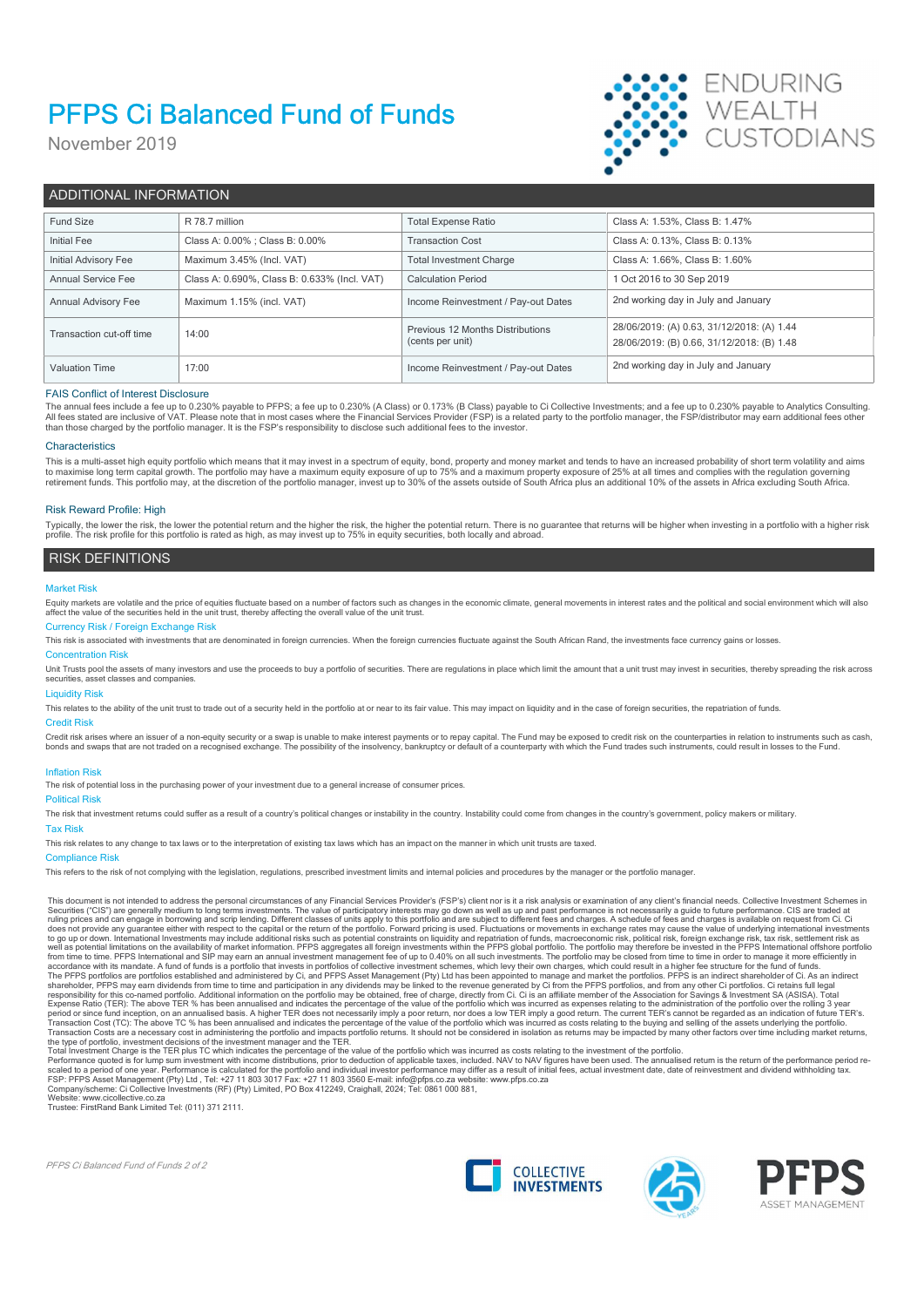# PFPS Ci Balanced Fund of Funds

November 2019

ENDURING WEALTH CUSTODIANS

## ADDITIONAL INFORMATION

| | | | |
|---|---|---|---|
| Fund Size | R 78.7 million | Total Expense Ratio | Class A: 1.53%, Class B: 1.47% |
| Initial Fee | Class A: 0.00% ; Class B: 0.00% | Transaction Cost | Class A: 0.13%, Class B: 0.13% |
| Initial Advisory Fee | Maximum 3.45% (Incl. VAT) | Total Investment Charge | Class A: 1.66%, Class B: 1.60% |
| Annual Service Fee | Class A: 0.690%, Class B: 0.633% (Incl. VAT) | Calculation Period | 1 Oct 2016 to 30 Sep 2019 |
| Annual Advisory Fee | Maximum 1.15% (incl. VAT) | Income Reinvestment / Pay-out Dates | 2nd working day in July and January |
| Transaction cut-off time | 14:00 | Previous 12 Months Distributions (cents per unit) | 28/06/2019: (A) 0.63, 31/12/2018: (A) 1.44<br>28/06/2019: (B) 0.66, 31/12/2018: (B) 1.48 |
| Valuation Time | 17:00 | Income Reinvestment / Pay-out Dates | 2nd working day in July and January |

### FAIS Conflict of Interest Disclosure

The annual fees include a fee up to 0.230% payable to PFPS; a fee up to 0.230% (A Class) or 0.173% (B Class) payable to Ci Collective Investments; and a fee up to 0.230% payable to Analytics Consulting. All fees stated are inclusive of VAT. Please note that in most cases where the Financial Services Provider (FSP) is a related party to the portfolio manager, the FSP/distributor may earn additional fees other than those charged by the portfolio manager. It is the FSP's responsibility to disclose such additional fees to the investor.

### Characteristics

This is a multi-asset high equity portfolio which means that it may invest in a spectrum of equity, bond, property and money market and tends to have an increased probability of short term volatility and aims to maximise long term capital growth. The portfolio may have a maximum equity exposure of up to 75% and a maximum property exposure of 25% at all times and complies with the regulation governing retirement funds. This portfolio may, at the discretion of the portfolio manager, invest up to 30% of the assets outside of South Africa plus an additional 10% of the assets in Africa excluding South Africa.

### Risk Reward Profile: High

Typically, the lower the risk, the lower the potential return and the higher the risk, the higher the potential return. There is no guarantee that returns will be higher when investing in a portfolio with a higher risk profile. The risk profile for this portfolio is rated as high, as may invest up to 75% in equity securities, both locally and abroad.

## RISK DEFINITIONS

### Market Risk

Equity markets are volatile and the price of equities fluctuate based on a number of factors such as changes in the economic climate, general movements in interest rates and the political and social environment which will also affect the value of the securities held in the unit trust, thereby affecting the overall value of the unit trust.

### Currency Risk / Foreign Exchange Risk

This risk is associated with investments that are denominated in foreign currencies. When the foreign currencies fluctuate against the South African Rand, the investments face currency gains or losses.

### Concentration Risk

Unit Trusts pool the assets of many investors and use the proceeds to buy a portfolio of securities. There are regulations in place which limit the amount that a unit trust may invest in securities, thereby spreading the risk across securities, asset classes and companies.

### Liquidity Risk

This relates to the ability of the unit trust to trade out of a security held in the portfolio at or near to its fair value. This may impact on liquidity and in the case of foreign securities, the repatriation of funds.

### Credit Risk

Credit risk arises where an issuer of a non-equity security or a swap is unable to make interest payments or to repay capital. The Fund may be exposed to credit risk on the counterparties in relation to instruments such as cash, bonds and swaps that are not traded on a recognised exchange. The possibility of the insolvency, bankruptcy or default of a counterparty with which the Fund trades such instruments, could result in losses to the Fund.

### Inflation Risk

The risk of potential loss in the purchasing power of your investment due to a general increase of consumer prices.

### Political Risk

The risk that investment returns could suffer as a result of a country's political changes or instability in the country. Instability could come from changes in the country's government, policy makers or military.

### Tax Risk

This risk relates to any change to tax laws or to the interpretation of existing tax laws which has an impact on the manner in which unit trusts are taxed.

### Compliance Risk

This refers to the risk of not complying with the legislation, regulations, prescribed investment limits and internal policies and procedures by the manager or the portfolio manager.

This document is not intended to address the personal circumstances of any Financial Services Provider's (FSP's) client nor is it a risk analysis or examination of any client's financial needs. Collective Investment Schemes in Securities ("CIS") are generally medium to long terms investments. The value of participatory interests may go down as well as up and past performance is not necessarily a guide to future performance. CIS are traded at ruling prices and can engage in borrowing and scrip lending. Different classes of units apply to this portfolio and are subject to different fees and charges. A schedule of fees and charges is available on request from Ci. Ci does not provide any guarantee either with respect to the capital or the return of the portfolio. Forward pricing is used. Fluctuations or movements in exchange rates may cause the value of underlying international investments to go up or down. International Investments may include additional risks such as potential constraints on liquidity and repatriation of funds, macroeconomic risk, political risk, foreign exchange risk, tax risk, settlement risk as well as potential limitations on the availability of market information. PFPS aggregates all foreign investments within the PFPS global portfolio. The portfolio may therefore be invested in the PFPS International offshore portfolio from time to time. PFPS International and SIP may earn an annual investment management fee of up to 0.40% on all such investments. The portfolio may be closed from time to time in order to manage it more efficiently in accordance with its mandate. A fund of funds is a portfolio that invests in portfolios of collective investment schemes, which levy their own charges, which could result in a higher fee structure for the fund of funds.
The PFPS portfolios are portfolios established and administered by Ci, and PFPS Asset Management (Pty) Ltd has been appointed to manage and market the portfolios. PFPS is an indirect shareholder of Ci. As an indirect shareholder, PFPS may earn dividends from time to time and participation in any dividends may be linked to the revenue generated by Ci from the PFPS portfolios, and from any other Ci portfolios. Ci retains full legal responsibility for this co-named portfolio. Additional information on the portfolio may be obtained, free of charge, directly from Ci. Ci is an affiliate member of the Association for Savings & Investment SA (ASISA). Total Expense Ratio (TER): The above TER % has been annualised and indicates the percentage of the value of the portfolio which was incurred as expenses relating to the administration of the portfolio over the rolling 3 year period or since fund inception, on an annualised basis. A higher TER does not necessarily imply a poor return, nor does a low TER imply a good return. The current TER's cannot be regarded as an indication of future TER's. Transaction Cost (TC): The above TC % has been annualised and indicates the percentage of the value of the portfolio which was incurred as costs relating to the buying and selling of the assets underlying the portfolio. Transaction Costs are a necessary cost in administering the portfolio and impacts portfolio returns. It should not be considered in isolation as returns may be impacted by many other factors over time including market returns, the type of portfolio, investment decisions of the investment manager and the TER.
Total Investment Charge is the TER plus TC which indicates the percentage of the value of portfolio which was incurred as costs relating to the investment of the portfolio.
Performance quoted is for lump sum investment with income distributions, prior to deduction of applicable taxes, included. NAV to NAV figures have been used. The annualised return is the return of the performance period re-scaled to a period of one year. Performance is calculated for the portfolio and individual investor performance may differ as a result of initial fees, actual investment date, date of reinvestment and dividend withholding tax.
FSP: PFPS Asset Management (Pty) Ltd , Tel: +27 11 803 3017 Fax: +27 11 803 3560 E-mail: info@pfps.co.za website: www.pfps.co.za
Company/scheme: Ci Collective Investments (RF) (Pty) Limited, PO Box 412249, Craighall, 2024; Tel: 0861 000 881,
Website: www.cicollective.co.za
Trustee: FirstRand Bank Limited Tel: (011) 371 2111.

COLLECTIVE INVESTMENTS

PFPS ASSET MANAGEMENT